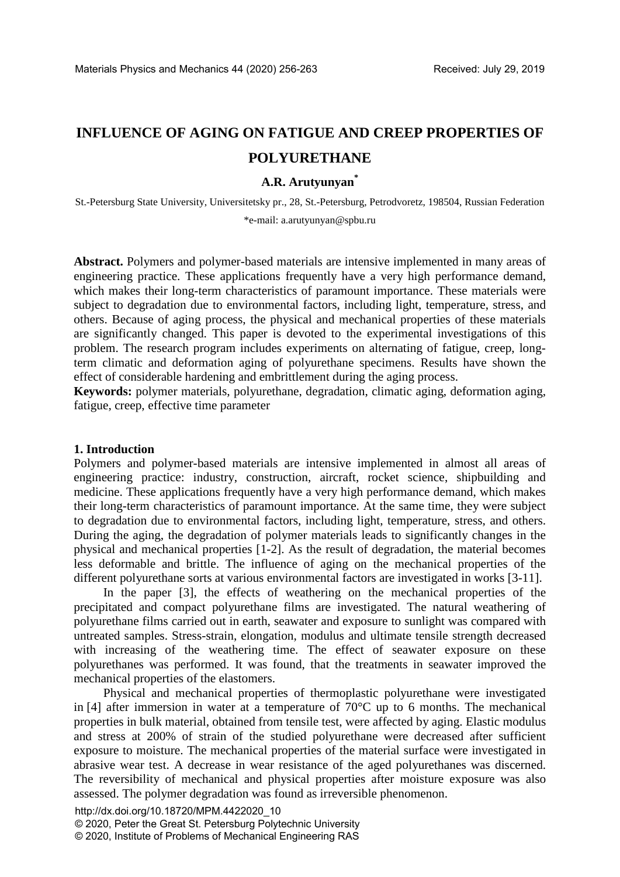# INFLUENCE OF AGING ON FATIGUE AND CREEP PROPERTIES OF POLYURETHANE

**A.R. Arutyunyan***

St.-Petersburg State University, Universitetsky pr., 28, St.-Petersburg, Petrodvoretz, 198504, Russian Federation

*e-mail: a.arutyunyan@spbu.ru

**Abstract.** Polymers and polymer-based materials are intensive implemented in many areas of engineering practice. These applications frequently have a very high performance demand, which makes their long-term characteristics of paramount importance. These materials were subject to degradation due to environmental factors, including light, temperature, stress, and others. Because of aging process, the physical and mechanical properties of these materials are significantly changed. This paper is devoted to the experimental investigations of this problem. The research program includes experiments on alternating of fatigue, creep, long-term climatic and deformation aging of polyurethane specimens. Results have shown the effect of considerable hardening and embrittlement during the aging process.

**Keywords:** polymer materials, polyurethane, degradation, climatic aging, deformation aging, fatigue, creep, effective time parameter

## 1. Introduction

Polymers and polymer-based materials are intensive implemented in almost all areas of engineering practice: industry, construction, aircraft, rocket science, shipbuilding and medicine. These applications frequently have a very high performance demand, which makes their long-term characteristics of paramount importance. At the same time, they were subject to degradation due to environmental factors, including light, temperature, stress, and others. During the aging, the degradation of polymer materials leads to significantly changes in the physical and mechanical properties [1-2]. As the result of degradation, the material becomes less deformable and brittle. The influence of aging on the mechanical properties of the different polyurethane sorts at various environmental factors are investigated in works [3-11].

In the paper [3], the effects of weathering on the mechanical properties of the precipitated and compact polyurethane films are investigated. The natural weathering of polyurethane films carried out in earth, seawater and exposure to sunlight was compared with untreated samples. Stress-strain, elongation, modulus and ultimate tensile strength decreased with increasing of the weathering time. The effect of seawater exposure on these polyurethanes was performed. It was found, that the treatments in seawater improved the mechanical properties of the elastomers.

Physical and mechanical properties of thermoplastic polyurethane were investigated in [4] after immersion in water at a temperature of 70°C up to 6 months. The mechanical properties in bulk material, obtained from tensile test, were affected by aging. Elastic modulus and stress at 200% of strain of the studied polyurethane were decreased after sufficient exposure to moisture. The mechanical properties of the material surface were investigated in abrasive wear test. A decrease in wear resistance of the aged polyurethanes was discerned. The reversibility of mechanical and physical properties after moisture exposure was also assessed. The polymer degradation was found as irreversible phenomenon.

http://dx.doi.org/10.18720/MPM.4422020_10

© 2020, Peter the Great St. Petersburg Polytechnic University

© 2020, Institute of Problems of Mechanical Engineering RAS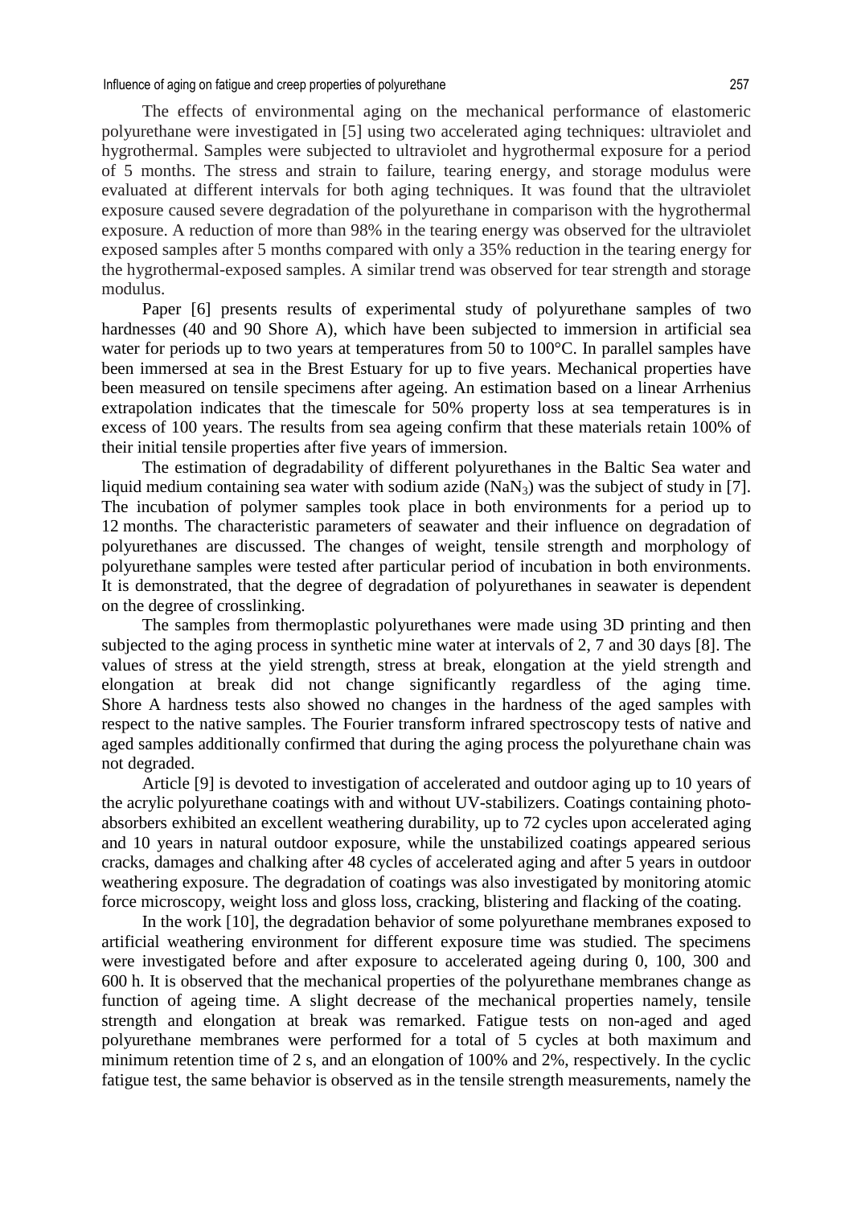The effects of environmental aging on the mechanical performance of elastomeric polyurethane were investigated in [5] using two accelerated aging techniques: ultraviolet and hygrothermal. Samples were subjected to ultraviolet and hygrothermal exposure for a period of 5 months. The stress and strain to failure, tearing energy, and storage modulus were evaluated at different intervals for both aging techniques. It was found that the ultraviolet exposure caused severe degradation of the polyurethane in comparison with the hygrothermal exposure. A reduction of more than 98% in the tearing energy was observed for the ultraviolet exposed samples after 5 months compared with only a 35% reduction in the tearing energy for the hygrothermal-exposed samples. A similar trend was observed for tear strength and storage modulus.

Paper [6] presents results of experimental study of polyurethane samples of two hardnesses (40 and 90 Shore A), which have been subjected to immersion in artificial sea water for periods up to two years at temperatures from 50 to 100°C. In parallel samples have been immersed at sea in the Brest Estuary for up to five years. Mechanical properties have been measured on tensile specimens after ageing. An estimation based on a linear Arrhenius extrapolation indicates that the timescale for 50% property loss at sea temperatures is in excess of 100 years. The results from sea ageing confirm that these materials retain 100% of their initial tensile properties after five years of immersion.

The estimation of degradability of different polyurethanes in the Baltic Sea water and liquid medium containing sea water with sodium azide ($NaN_3$) was the subject of study in [7]. The incubation of polymer samples took place in both environments for a period up to 12 months. The characteristic parameters of seawater and their influence on degradation of polyurethanes are discussed. The changes of weight, tensile strength and morphology of polyurethane samples were tested after particular period of incubation in both environments. It is demonstrated, that the degree of degradation of polyurethanes in seawater is dependent on the degree of crosslinking.

The samples from thermoplastic polyurethanes were made using 3D printing and then subjected to the aging process in synthetic mine water at intervals of 2, 7 and 30 days [8]. The values of stress at the yield strength, stress at break, elongation at the yield strength and elongation at break did not change significantly regardless of the aging time. Shore A hardness tests also showed no changes in the hardness of the aged samples with respect to the native samples. The Fourier transform infrared spectroscopy tests of native and aged samples additionally confirmed that during the aging process the polyurethane chain was not degraded.

Article [9] is devoted to investigation of accelerated and outdoor aging up to 10 years of the acrylic polyurethane coatings with and without UV-stabilizers. Coatings containing photo-absorbers exhibited an excellent weathering durability, up to 72 cycles upon accelerated aging and 10 years in natural outdoor exposure, while the unstabilized coatings appeared serious cracks, damages and chalking after 48 cycles of accelerated aging and after 5 years in outdoor weathering exposure. The degradation of coatings was also investigated by monitoring atomic force microscopy, weight loss and gloss loss, cracking, blistering and flacking of the coating.

In the work [10], the degradation behavior of some polyurethane membranes exposed to artificial weathering environment for different exposure time was studied. The specimens were investigated before and after exposure to accelerated ageing during 0, 100, 300 and 600 h. It is observed that the mechanical properties of the polyurethane membranes change as function of ageing time. A slight decrease of the mechanical properties namely, tensile strength and elongation at break was remarked. Fatigue tests on non-aged and aged polyurethane membranes were performed for a total of 5 cycles at both maximum and minimum retention time of 2 s, and an elongation of 100% and 2%, respectively. In the cyclic fatigue test, the same behavior is observed as in the tensile strength measurements, namely the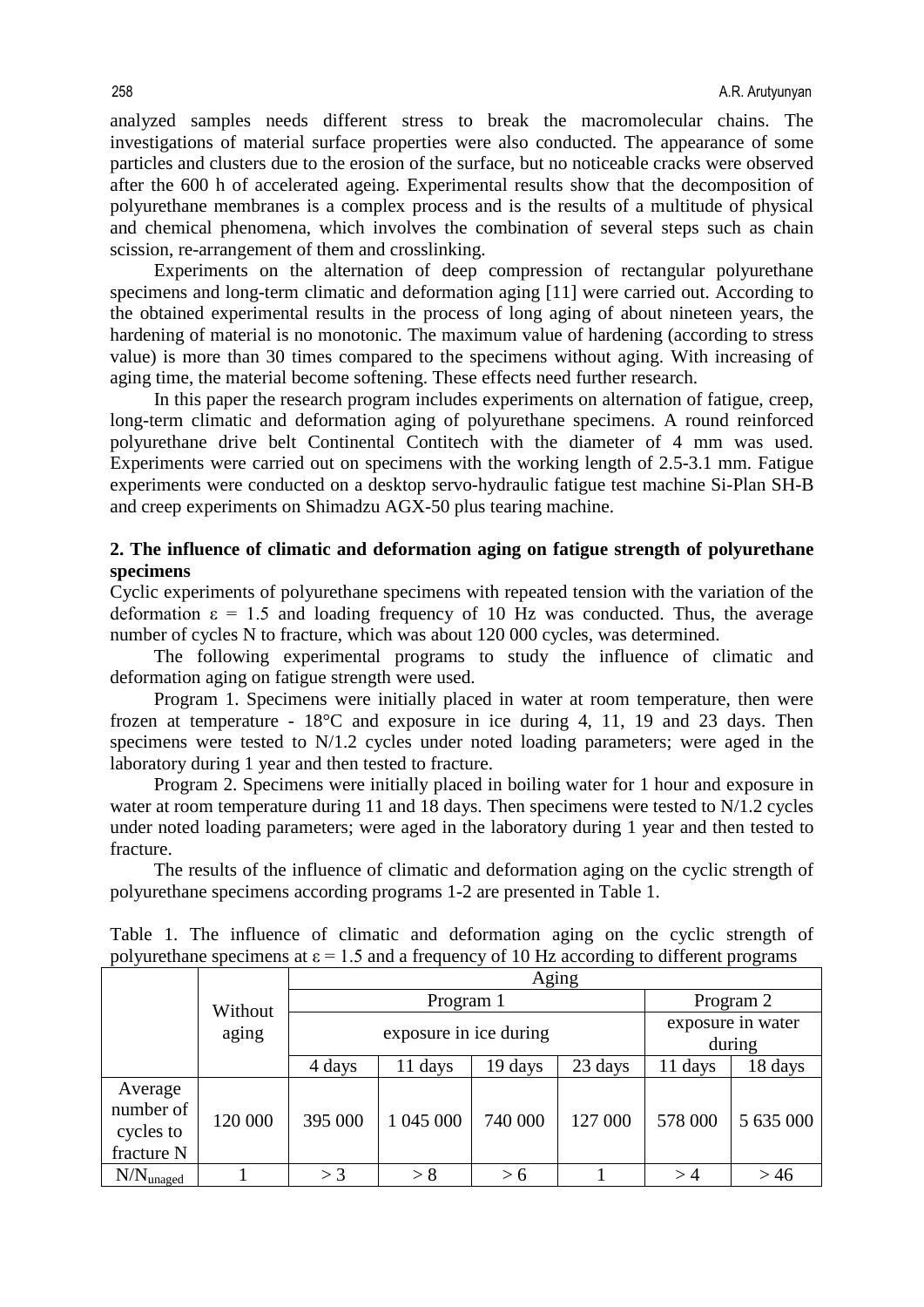analyzed samples needs different stress to break the macromolecular chains. The investigations of material surface properties were also conducted. The appearance of some particles and clusters due to the erosion of the surface, but no noticeable cracks were observed after the 600 h of accelerated ageing. Experimental results show that the decomposition of polyurethane membranes is a complex process and is the results of a multitude of physical and chemical phenomena, which involves the combination of several steps such as chain scission, re-arrangement of them and crosslinking.

Experiments on the alternation of deep compression of rectangular polyurethane specimens and long-term climatic and deformation aging [11] were carried out. According to the obtained experimental results in the process of long aging of about nineteen years, the hardening of material is no monotonic. The maximum value of hardening (according to stress value) is more than 30 times compared to the specimens without aging. With increasing of aging time, the material become softening. These effects need further research.

In this paper the research program includes experiments on alternation of fatigue, creep, long-term climatic and deformation aging of polyurethane specimens. A round reinforced polyurethane drive belt Continental Contitech with the diameter of 4 mm was used. Experiments were carried out on specimens with the working length of 2.5-3.1 mm. Fatigue experiments were conducted on a desktop servo-hydraulic fatigue test machine Si-Plan SH-B and creep experiments on Shimadzu AGX-50 plus tearing machine.

## 2. The influence of climatic and deformation aging on fatigue strength of polyurethane specimens

Cyclic experiments of polyurethane specimens with repeated tension with the variation of the deformation $\varepsilon = 1.5$ and loading frequency of 10 Hz was conducted. Thus, the average number of cycles N to fracture, which was about 120 000 cycles, was determined.

The following experimental programs to study the influence of climatic and deformation aging on fatigue strength were used.

Program 1. Specimens were initially placed in water at room temperature, then were frozen at temperature - 18°C and exposure in ice during 4, 11, 19 and 23 days. Then specimens were tested to N/1.2 cycles under noted loading parameters; were aged in the laboratory during 1 year and then tested to fracture.

Program 2. Specimens were initially placed in boiling water for 1 hour and exposure in water at room temperature during 11 and 18 days. Then specimens were tested to N/1.2 cycles under noted loading parameters; were aged in the laboratory during 1 year and then tested to fracture.

The results of the influence of climatic and deformation aging on the cyclic strength of polyurethane specimens according programs 1-2 are presented in Table 1.

Table 1. The influence of climatic and deformation aging on the cyclic strength of polyurethane specimens at $\varepsilon = 1.5$ and a frequency of 10 Hz according to different programs

| | Without aging | Aging | | | | | |
|---|---|---|---|---|---|---|---|
| | | Program 1 | | | | Program 2 | |
| | | exposure in ice during | | | | exposure in water during | |
| | | 4 days | 11 days | 19 days | 23 days | 11 days | 18 days |
| Average number of cycles to fracture N | 120 000 | 395 000 | 1 045 000 | 740 000 | 127 000 | 578 000 | 5 635 000 |
| $N/N_{unaged}$ | 1 | > 3 | > 8 | > 6 | 1 | > 4 | > 46 |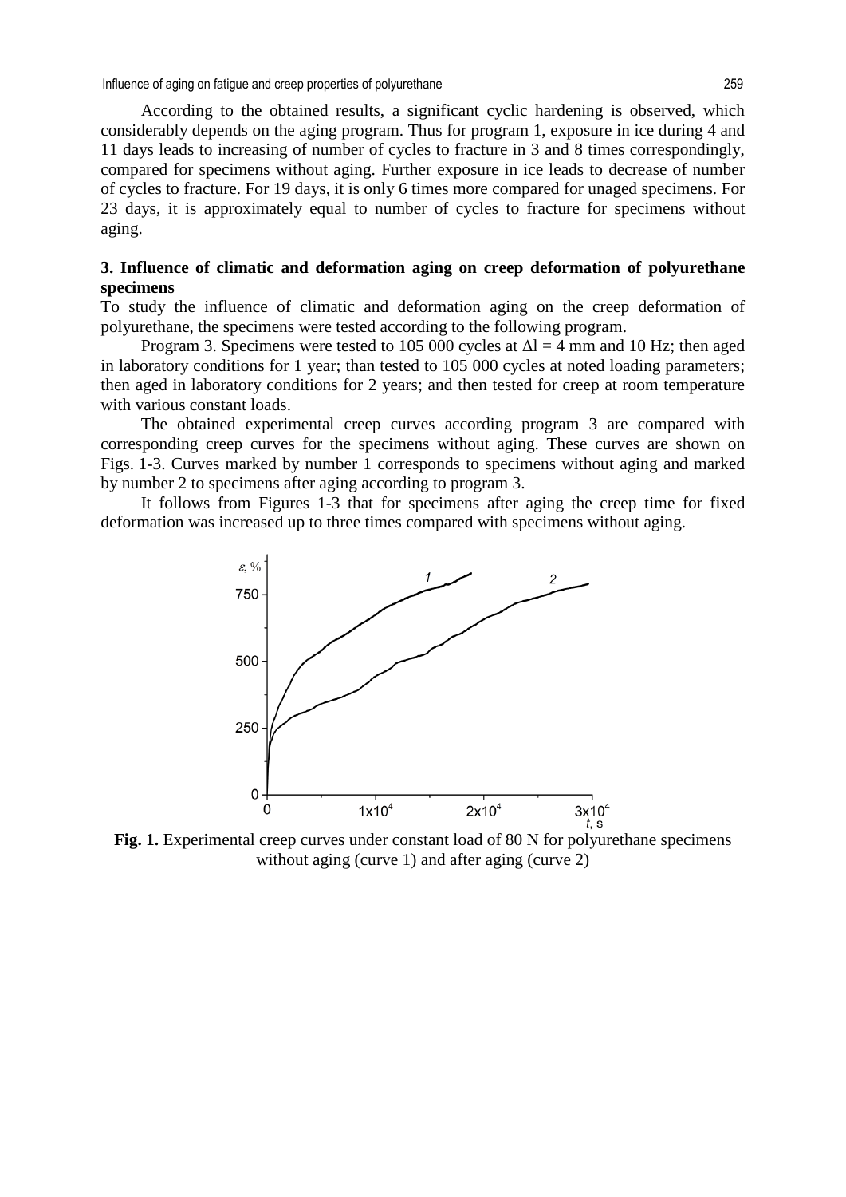According to the obtained results, a significant cyclic hardening is observed, which considerably depends on the aging program. Thus for program 1, exposure in ice during 4 and 11 days leads to increasing of number of cycles to fracture in 3 and 8 times correspondingly, compared for specimens without aging. Further exposure in ice leads to decrease of number of cycles to fracture. For 19 days, it is only 6 times more compared for unaged specimens. For 23 days, it is approximately equal to number of cycles to fracture for specimens without aging.

## 3. Influence of climatic and deformation aging on creep deformation of polyurethane specimens

To study the influence of climatic and deformation aging on the creep deformation of polyurethane, the specimens were tested according to the following program.

Program 3. Specimens were tested to 105 000 cycles at $\Delta l = 4$ mm and 10 Hz; then aged in laboratory conditions for 1 year; than tested to 105 000 cycles at noted loading parameters; then aged in laboratory conditions for 2 years; and then tested for creep at room temperature with various constant loads.

The obtained experimental creep curves according program 3 are compared with corresponding creep curves for the specimens without aging. These curves are shown on Figs. 1-3. Curves marked by number 1 corresponds to specimens without aging and marked by number 2 to specimens after aging according to program 3.

It follows from Figures 1-3 that for specimens after aging the creep time for fixed deformation was increased up to three times compared with specimens without aging.

**Fig. 1.** Experimental creep curves under constant load of 80 N for polyurethane specimens without aging (curve 1) and after aging (curve 2)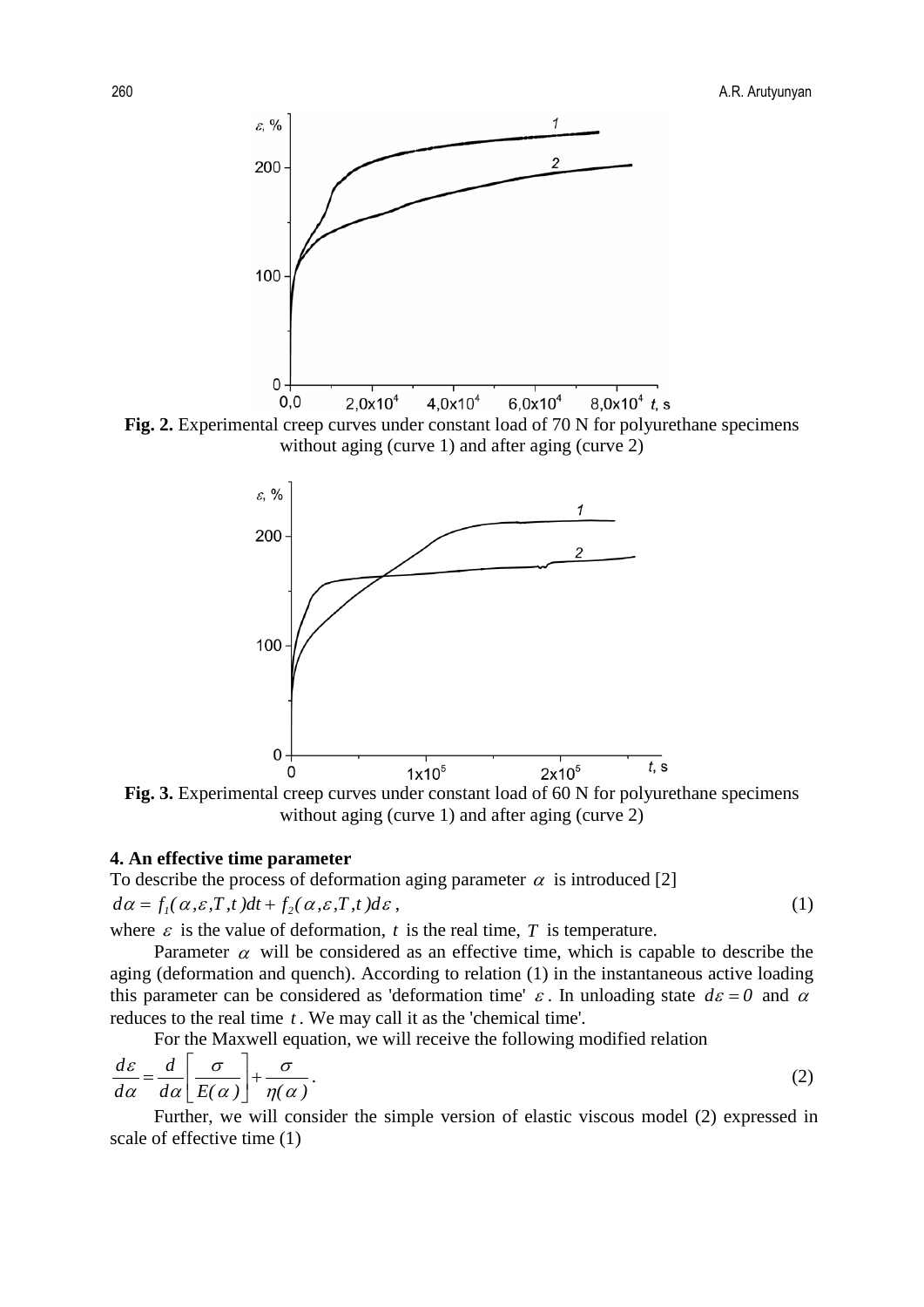**Fig. 2.** Experimental creep curves under constant load of 70 N for polyurethane specimens without aging (curve 1) and after aging (curve 2)

**Fig. 3.** Experimental creep curves under constant load of 60 N for polyurethane specimens without aging (curve 1) and after aging (curve 2)

### 4. An effective time parameter

To describe the process of deformation aging parameter $\alpha$ is introduced [2]

$$d\alpha = f_1(\alpha, \varepsilon, T, t)dt + f_2(\alpha, \varepsilon, T, t)d\varepsilon, \tag{1}$$

where $\varepsilon$ is the value of deformation, $t$ is the real time, $T$ is temperature.

Parameter $\alpha$ will be considered as an effective time, which is capable to describe the aging (deformation and quench). According to relation (1) in the instantaneous active loading this parameter can be considered as 'deformation time' $\varepsilon$. In unloading state $d\varepsilon = 0$ and $\alpha$ reduces to the real time $t$. We may call it as the 'chemical time'.

For the Maxwell equation, we will receive the following modified relation

$$\frac{d\varepsilon}{d\alpha} = \frac{d}{d\alpha}\left[\frac{\sigma}{E(\alpha)}\right] + \frac{\sigma}{\eta(\alpha)}. \tag{2}$$

Further, we will consider the simple version of elastic viscous model (2) expressed in scale of effective time (1)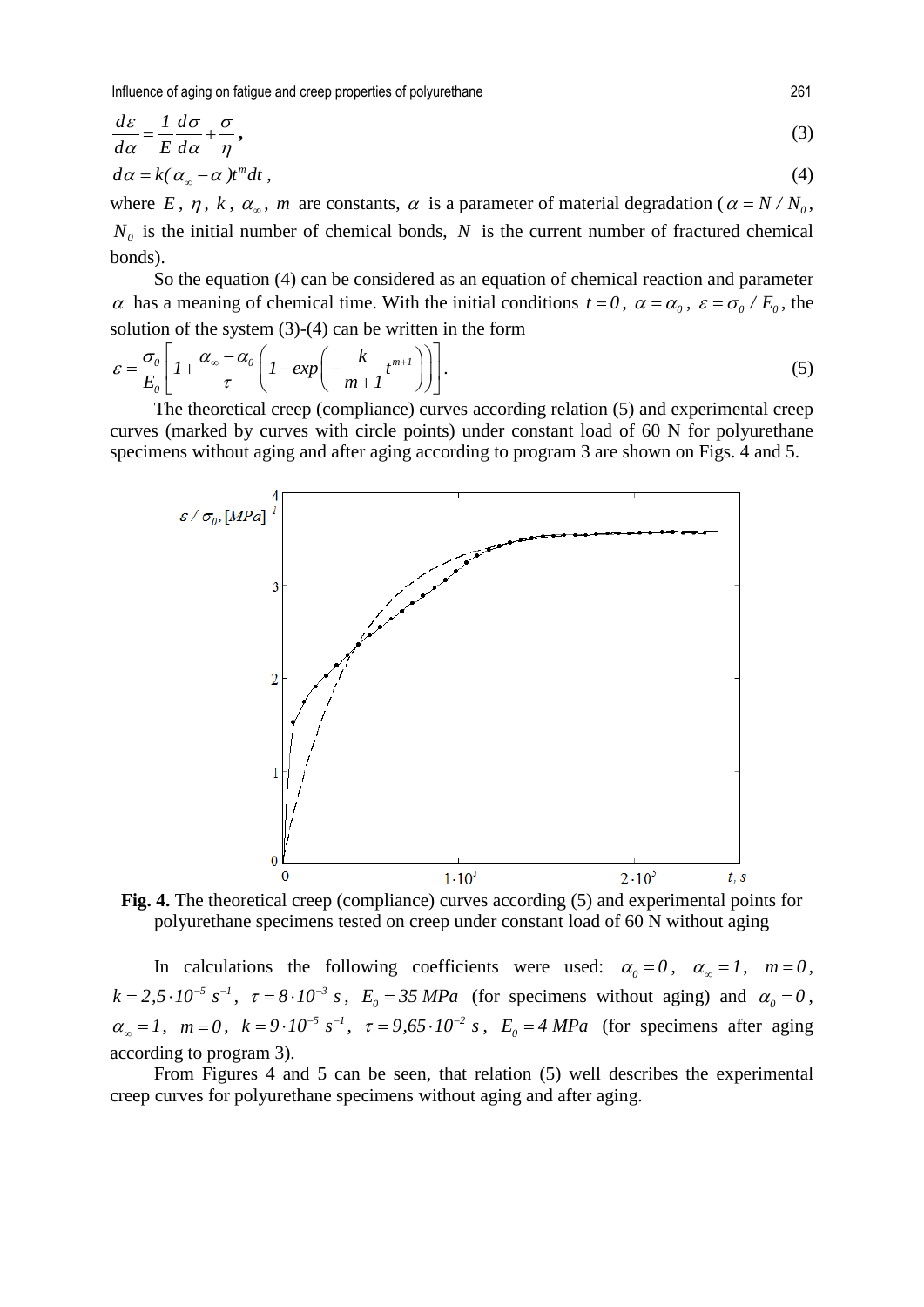$$\frac{d\varepsilon}{d\alpha} = \frac{1}{E}\frac{d\sigma}{d\alpha} + \frac{\sigma}{\eta}, \tag{3}$$

$$d\alpha = k(\alpha_\infty - \alpha)t^m dt, \tag{4}$$

where $E$, $\eta$, $k$, $\alpha_\infty$, $m$ are constants, $\alpha$ is a parameter of material degradation ($\alpha = N / N_0$, $N_0$ is the initial number of chemical bonds, $N$ is the current number of fractured chemical bonds).

So the equation (4) can be considered as an equation of chemical reaction and parameter $\alpha$ has a meaning of chemical time. With the initial conditions $t = 0$, $\alpha = \alpha_0$, $\varepsilon = \sigma_0 / E_0$, the solution of the system (3)-(4) can be written in the form

$$\varepsilon = \frac{\sigma_0}{E_0}\left[1 + \frac{\alpha_\infty - \alpha_0}{\tau}\left(1 - exp\left(-\frac{k}{m+1}t^{m+1}\right)\right)\right]. \tag{5}$$

The theoretical creep (compliance) curves according relation (5) and experimental creep curves (marked by curves with circle points) under constant load of 60 N for polyurethane specimens without aging and after aging according to program 3 are shown on Figs. 4 and 5.

**Fig. 4.** The theoretical creep (compliance) curves according (5) and experimental points for polyurethane specimens tested on creep under constant load of 60 N without aging

In calculations the following coefficients were used: $\alpha_0 = 0$, $\alpha_\infty = 1$, $m = 0$, $k = 2,5 \cdot 10^{-5}\ s^{-1}$, $\tau = 8 \cdot 10^{-3}\ s$, $E_0 = 35\ MPa$ (for specimens without aging) and $\alpha_0 = 0$, $\alpha_\infty = 1$, $m = 0$, $k = 9 \cdot 10^{-5}\ s^{-1}$, $\tau = 9,65 \cdot 10^{-2}\ s$, $E_0 = 4\ MPa$ (for specimens after aging according to program 3).

From Figures 4 and 5 can be seen, that relation (5) well describes the experimental creep curves for polyurethane specimens without aging and after aging.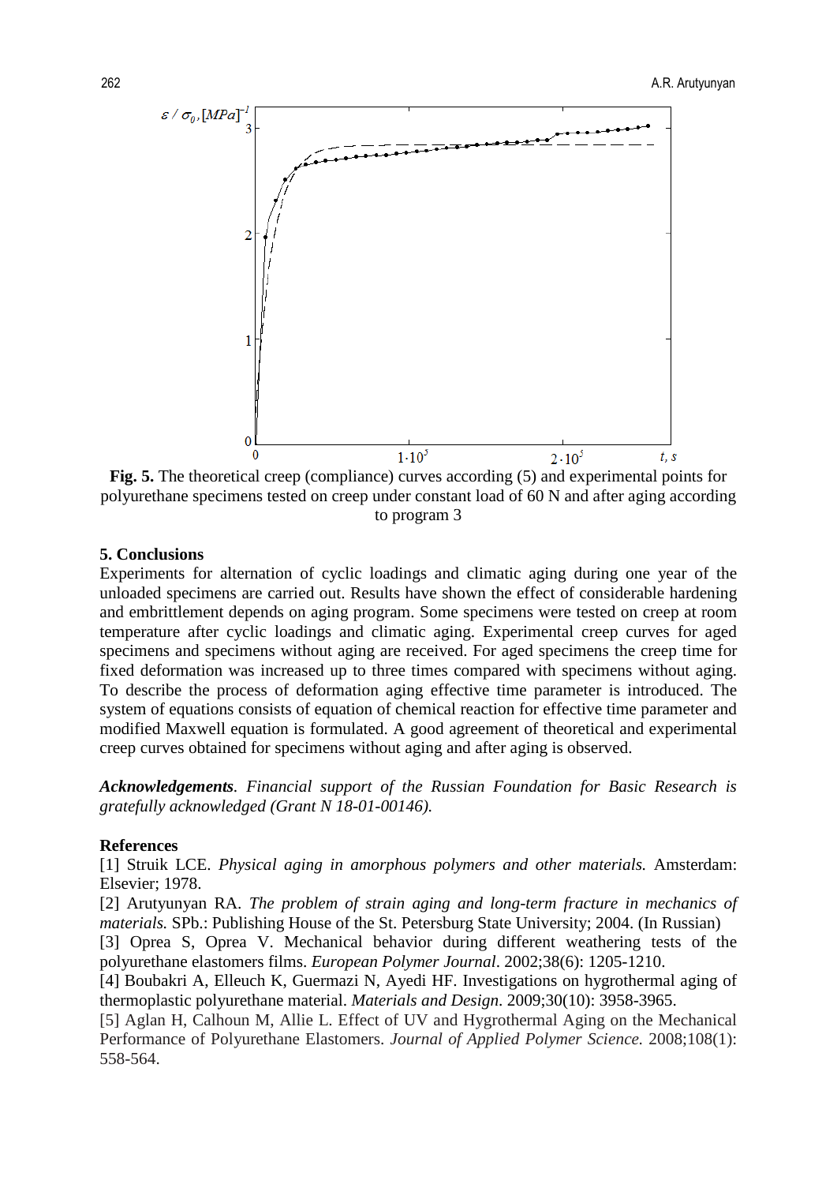**Fig. 5.** The theoretical creep (compliance) curves according (5) and experimental points for polyurethane specimens tested on creep under constant load of 60 N and after aging according to program 3

**5. Conclusions**

Experiments for alternation of cyclic loadings and climatic aging during one year of the unloaded specimens are carried out. Results have shown the effect of considerable hardening and embrittlement depends on aging program. Some specimens were tested on creep at room temperature after cyclic loadings and climatic aging. Experimental creep curves for aged specimens and specimens without aging are received. For aged specimens the creep time for fixed deformation was increased up to three times compared with specimens without aging. To describe the process of deformation aging effective time parameter is introduced. The system of equations consists of equation of chemical reaction for effective time parameter and modified Maxwell equation is formulated. A good agreement of theoretical and experimental creep curves obtained for specimens without aging and after aging is observed.

***Acknowledgements****. Financial support of the Russian Foundation for Basic Research is gratefully acknowledged (Grant N 18-01-00146).*

**References**

[1] Struik LCE. *Physical aging in amorphous polymers and other materials.* Amsterdam: Elsevier; 1978.

[2] Arutyunyan RA. *The problem of strain aging and long-term fracture in mechanics of materials.* SPb.: Publishing House of the St. Petersburg State University; 2004. (In Russian)

[3] Oprea S, Oprea V. Mechanical behavior during different weathering tests of the polyurethane elastomers films. *European Polymer Journal*. 2002;38(6): 1205-1210.

[4] Boubakri A, Elleuch K, Guermazi N, Ayedi HF. Investigations on hygrothermal aging of thermoplastic polyurethane material. *Materials and Design*. 2009;30(10): 3958-3965.

[5] Aglan H, Calhoun M, Allie L. Effect of UV and Hygrothermal Aging on the Mechanical Performance of Polyurethane Elastomers. *Journal of Applied Polymer Science.* 2008;108(1): 558-564.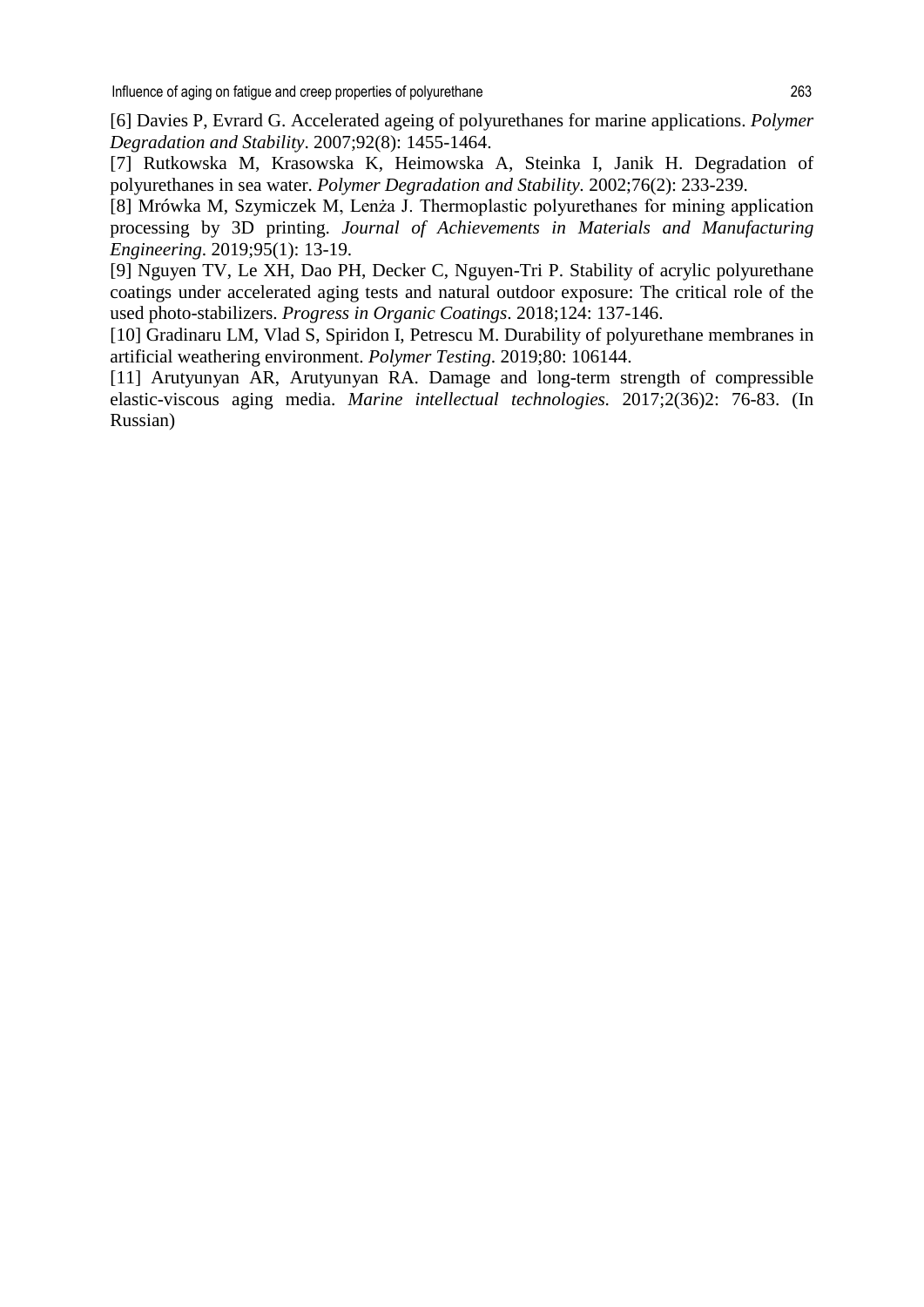[6] Davies P, Evrard G. Accelerated ageing of polyurethanes for marine applications. *Polymer Degradation and Stability*. 2007;92(8): 1455-1464.

[7] Rutkowska M, Krasowska K, Heimowska A, Steinka I, Janik H. Degradation of polyurethanes in sea water. *Polymer Degradation and Stability.* 2002;76(2): 233-239.

[8] Mrówka M, Szymiczek M, Lenża J. Thermoplastic polyurethanes for mining application processing by 3D printing. *Journal of Achievements in Materials and Manufacturing Engineering*. 2019;95(1): 13-19.

[9] Nguyen TV, Le XH, Dao PH, Decker C, Nguyen-Tri P. Stability of acrylic polyurethane coatings under accelerated aging tests and natural outdoor exposure: The critical role of the used photo-stabilizers. *Progress in Organic Coatings*. 2018;124: 137-146.

[10] Gradinaru LM, Vlad S, Spiridon I, Petrescu M. Durability of polyurethane membranes in artificial weathering environment. *Polymer Testing*. 2019;80: 106144.

[11] Arutyunyan AR, Arutyunyan RA. Damage and long-term strength of compressible elastic-viscous aging media. *Marine intellectual technologies.* 2017;2(36)2: 76-83. (In Russian)